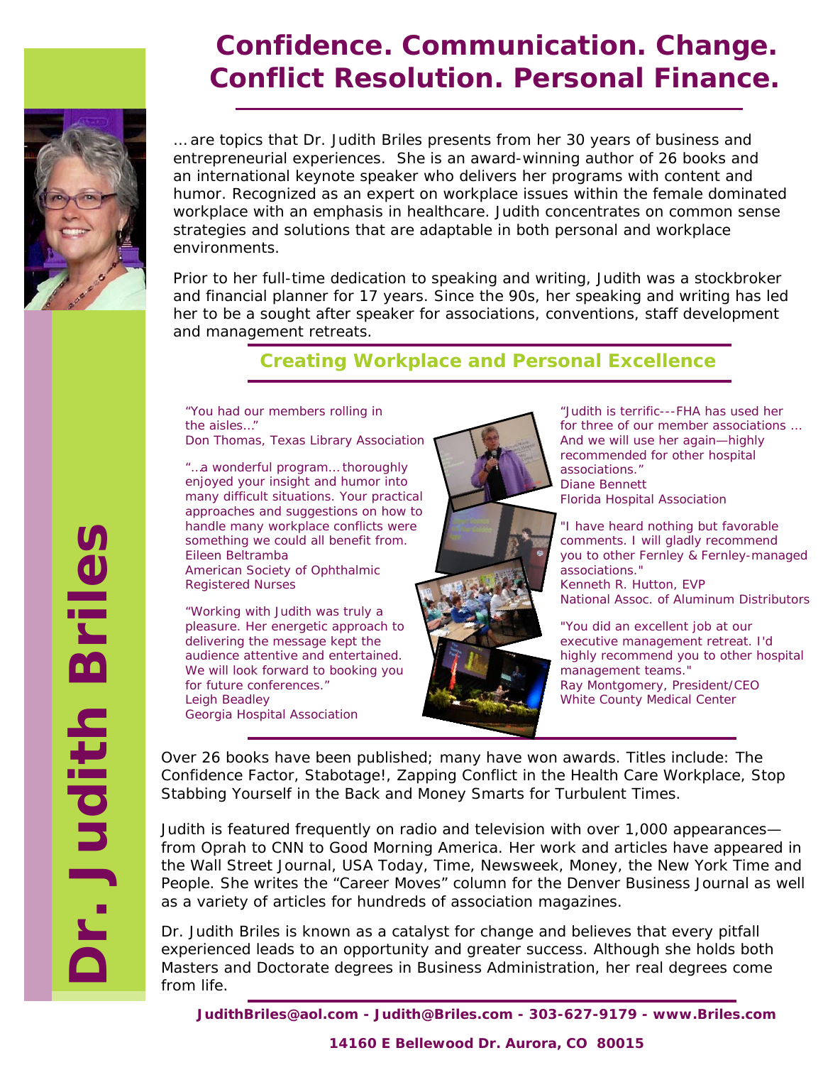# Confidence. Communication. Change. Conflict Resolution. Personal Finance.

… are topics that Dr. Judith Briles presents from her 30 years of business and entrepreneurial experiences. She is an award-winning author of 26 books and an international keynote speaker who delivers her programs with content and humor. Recognized as an expert on workplace issues within the female dominated workplace with an emphasis in healthcare. Judith concentrates on common sense strategies and solutions that are adaptable in both personal and workplace environments.

Prior to her full-time dedication to speaking and writing, Judith was a stockbroker and financial planner for 17 years. Since the 90s, her speaking and writing has led her to be a sought after speaker for associations, conventions, staff development and management retreats.

## Creating Workplace and Personal Excellence

"You had our members rolling in the aisles…"
Don Thomas, Texas Library Association

"…a wonderful program… thoroughly enjoyed your insight and humor into many difficult situations. Your practical approaches and suggestions on how to handle many workplace conflicts were something we could all benefit from.
Eileen Beltramba
American Society of Ophthalmic Registered Nurses

"Working with Judith was truly a pleasure. Her energetic approach to delivering the message kept the audience attentive and entertained. We will look forward to booking you for future conferences."
Leigh Beadley
Georgia Hospital Association

"Judith is terrific---FHA has used her for three of our member associations … And we will use her again—highly recommended for other hospital associations."
Diane Bennett
Florida Hospital Association

"I have heard nothing but favorable comments. I will gladly recommend you to other Fernley & Fernley-managed associations."
Kenneth R. Hutton, EVP
National Assoc. of Aluminum Distributors

"You did an excellent job at our executive management retreat. I'd highly recommend you to other hospital management teams."
Ray Montgomery, President/CEO
White County Medical Center

Over 26 books have been published; many have won awards. Titles include: The Confidence Factor, Stabotage!, Zapping Conflict in the Health Care Workplace, Stop Stabbing Yourself in the Back and Money Smarts for Turbulent Times.

Judith is featured frequently on radio and television with over 1,000 appearances—from Oprah to CNN to Good Morning America. Her work and articles have appeared in the Wall Street Journal, USA Today, Time, Newsweek, Money, the New York Time and People. She writes the "Career Moves" column for the Denver Business Journal as well as a variety of articles for hundreds of association magazines.

Dr. Judith Briles is known as a catalyst for change and believes that every pitfall experienced leads to an opportunity and greater success. Although she holds both Masters and Doctorate degrees in Business Administration, her real degrees come from life.

**JudithBriles@aol.com - Judith@Briles.com - 303-627-9179 - www.Briles.com**

**14160 E Bellewood Dr. Aurora, CO 80015**

**Dr. Judith Briles**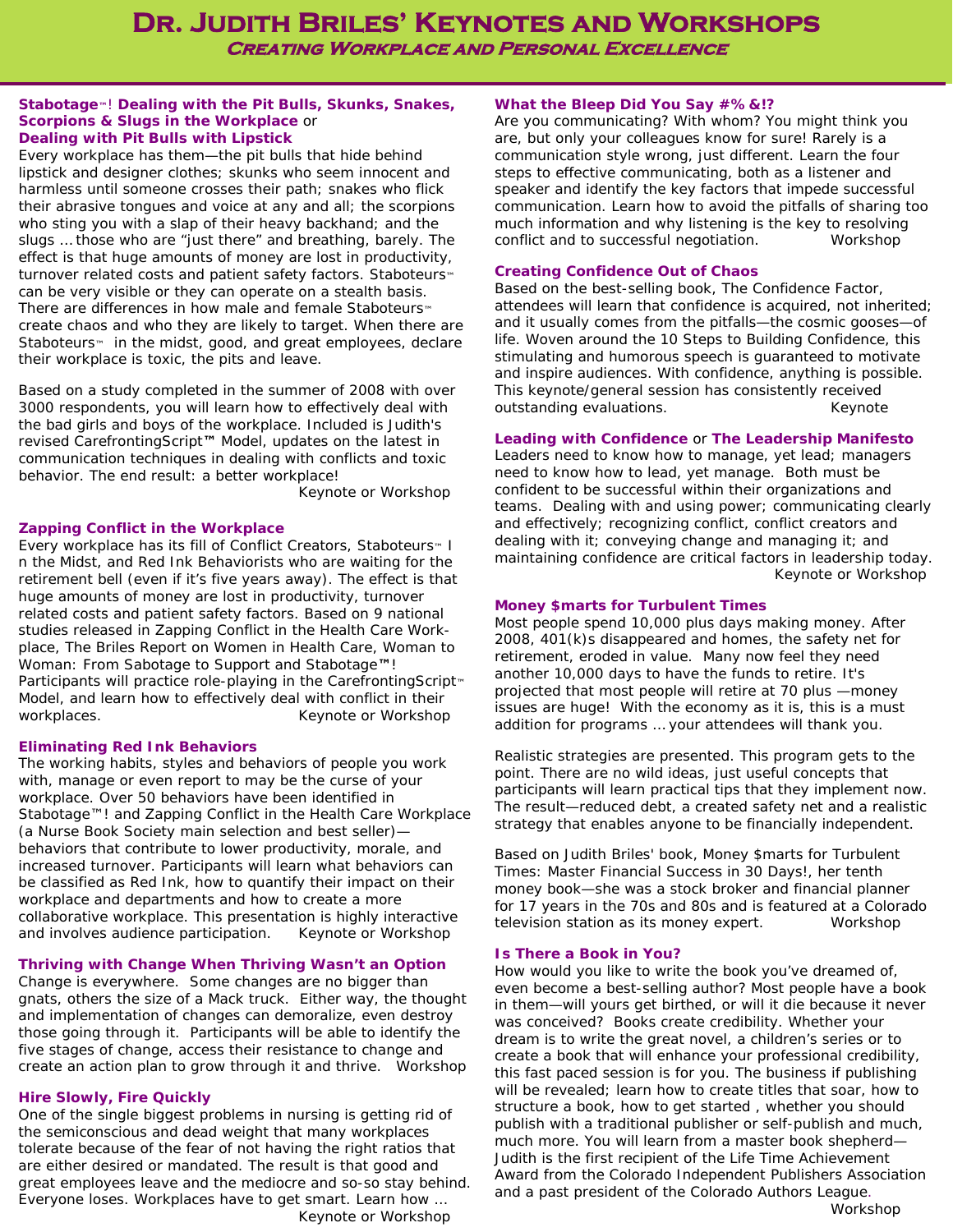# Dr. Judith Briles' Keynotes and Workshops

## Creating Workplace and Personal Excellence

### Stabotage™! Dealing with the Pit Bulls, Skunks, Snakes, Scorpions & Slugs in the Workplace or Dealing with Pit Bulls with Lipstick

Every workplace has them—the pit bulls that hide behind lipstick and designer clothes; skunks who seem innocent and harmless until someone crosses their path; snakes who flick their abrasive tongues and voice at any and all; the scorpions who sting you with a slap of their heavy backhand; and the slugs … those who are "just there" and breathing, barely. The effect is that huge amounts of money are lost in productivity, turnover related costs and patient safety factors. Staboteurs™ can be very visible or they can operate on a stealth basis. There are differences in how male and female Staboteurs™ create chaos and who they are likely to target. When there are Staboteurs™ in the midst, good, and great employees, declare their workplace is toxic, the pits and leave.

Based on a study completed in the summer of 2008 with over 3000 respondents, you will learn how to effectively deal with the bad girls and boys of the workplace. Included is Judith's revised CarefrontingScript™ Model, updates on the latest in communication techniques in dealing with conflicts and toxic behavior. The end result: a better workplace!

Keynote or Workshop

### Zapping Conflict in the Workplace

Every workplace has its fill of Conflict Creators, Staboteurs™ I n the Midst, and Red Ink Behaviorists who are waiting for the retirement bell (even if it's five years away). The effect is that huge amounts of money are lost in productivity, turnover related costs and patient safety factors. Based on 9 national studies released in Zapping Conflict in the Health Care Work-place, The Briles Report on Women in Health Care, Woman to Woman: From Sabotage to Support and Stabotage™! Participants will practice role-playing in the CarefrontingScript™ Model, and learn how to effectively deal with conflict in their workplaces.

Keynote or Workshop

### Eliminating Red Ink Behaviors

The working habits, styles and behaviors of people you work with, manage or even report to may be the curse of your workplace. Over 50 behaviors have been identified in Stabotage™! and Zapping Conflict in the Health Care Workplace (a Nurse Book Society main selection and best seller)—behaviors that contribute to lower productivity, morale, and increased turnover. Participants will learn what behaviors can be classified as Red Ink, how to quantify their impact on their workplace and departments and how to create a more collaborative workplace. This presentation is highly interactive and involves audience participation.

Keynote or Workshop

### Thriving with Change When Thriving Wasn't an Option

Change is everywhere. Some changes are no bigger than gnats, others the size of a Mack truck. Either way, the thought and implementation of changes can demoralize, even destroy those going through it. Participants will be able to identify the five stages of change, access their resistance to change and create an action plan to grow through it and thrive.

Workshop

### Hire Slowly, Fire Quickly

One of the single biggest problems in nursing is getting rid of the semiconscious and dead weight that many workplaces tolerate because of the fear of not having the right ratios that are either desired or mandated. The result is that good and great employees leave and the mediocre and so-so stay behind. Everyone loses. Workplaces have to get smart. Learn how …

Keynote or Workshop

### What the Bleep Did You Say #%&!?

Are you communicating? With whom? You might think you are, but only your colleagues know for sure! Rarely is a communication style wrong, just different. Learn the four steps to effective communicating, both as a listener and speaker and identify the key factors that impede successful communication. Learn how to avoid the pitfalls of sharing too much information and why listening is the key to resolving conflict and to successful negotiation.

Workshop

### Creating Confidence Out of Chaos

Based on the best-selling book, The Confidence Factor, attendees will learn that confidence is acquired, not inherited; and it usually comes from the pitfalls—the cosmic gooses—of life. Woven around the 10 Steps to Building Confidence, this stimulating and humorous speech is guaranteed to motivate and inspire audiences. With confidence, anything is possible. This keynote/general session has consistently received outstanding evaluations.

Keynote

### Leading with Confidence or The Leadership Manifesto

Leaders need to know how to manage, yet lead; managers need to know how to lead, yet manage. Both must be confident to be successful within their organizations and teams. Dealing with and using power; communicating clearly and effectively; recognizing conflict, conflict creators and dealing with it; conveying change and managing it; and maintaining confidence are critical factors in leadership today.

Keynote or Workshop

### Money $marts for Turbulent Times

Most people spend 10,000 plus days making money. After 2008, 401(k)s disappeared and homes, the safety net for retirement, eroded in value. Many now feel they need another 10,000 days to have the funds to retire. It's projected that most people will retire at 70 plus —money issues are huge! With the economy as it is, this is a must addition for programs … your attendees will thank you.

Realistic strategies are presented. This program gets to the point. There are no wild ideas, just useful concepts that participants will learn practical tips that they implement now. The result—reduced debt, a created safety net and a realistic strategy that enables anyone to be financially independent.

Based on Judith Briles' book, Money $marts for Turbulent Times: Master Financial Success in 30 Days!, her tenth money book—she was a stock broker and financial planner for 17 years in the 70s and 80s and is featured at a Colorado television station as its money expert.

Workshop

### Is There a Book in You?

How would you like to write the book you've dreamed of, even become a best-selling author? Most people have a book in them—will yours get birthed, or will it die because it never was conceived? Books create credibility. Whether your dream is to write the great novel, a children's series or to create a book that will enhance your professional credibility, this fast paced session is for you. The business if publishing will be revealed; learn how to create titles that soar, how to structure a book, how to get started , whether you should publish with a traditional publisher or self-publish and much, much more. You will learn from a master book shepherd—Judith is the first recipient of the Life Time Achievement Award from the Colorado Independent Publishers Association and a past president of the Colorado Authors League.

Workshop